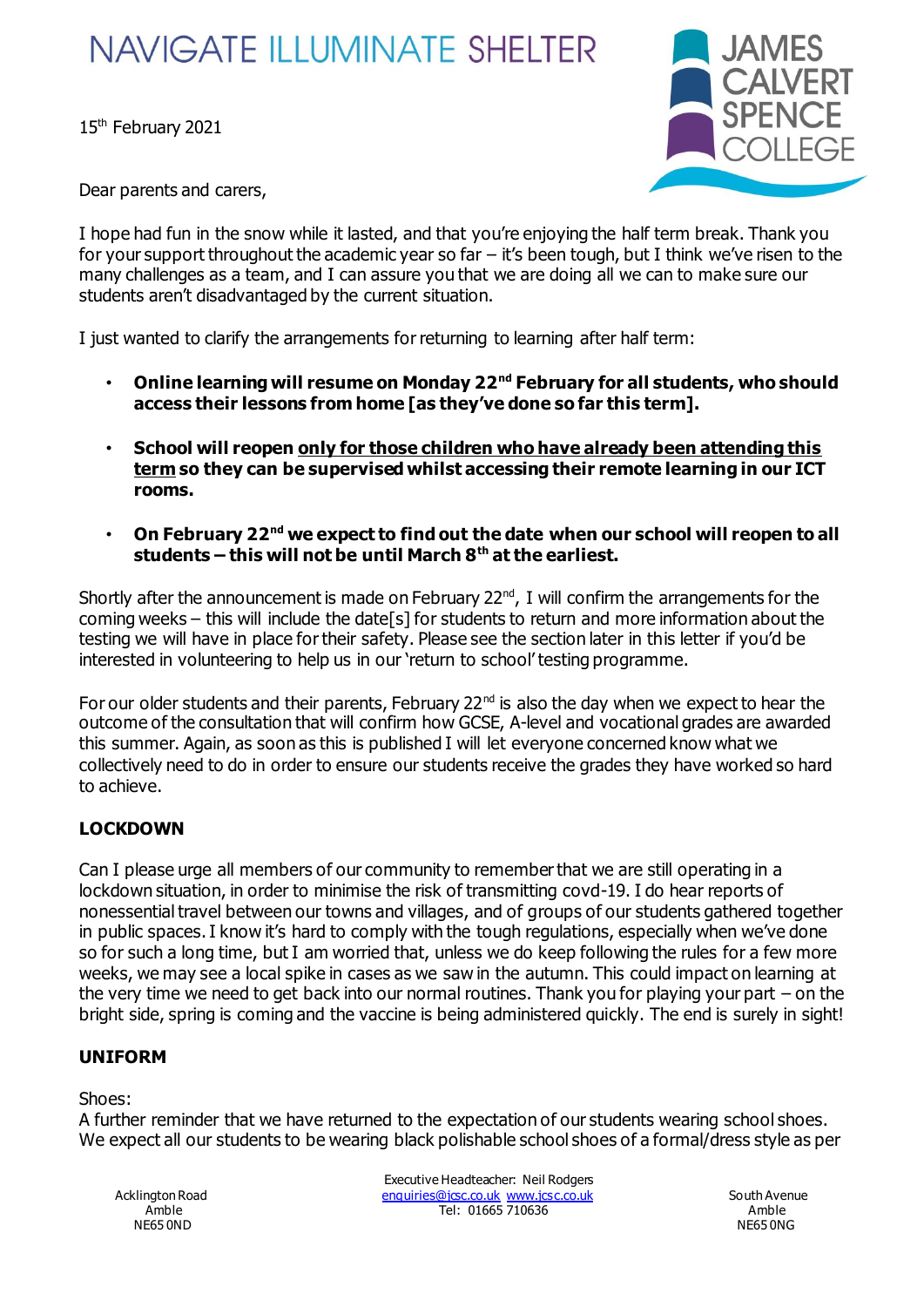NAVIGATE ILLUMINATE SHELTER

JAMES CALVERT SPENCE COLLEGE

15th February 2021

Dear parents and carers,

I hope had fun in the snow while it lasted, and that you're enjoying the half term break. Thank you for your support throughout the academic year so far – it's been tough, but I think we've risen to the many challenges as a team, and I can assure you that we are doing all we can to make sure our students aren't disadvantaged by the current situation.

I just wanted to clarify the arrangements for returning to learning after half term:

- **Online learning will resume on Monday 22nd February for all students, who should access their lessons from home [as they've done so far this term].**
- **School will reopen <u>only for those children who have already been attending this term</u> so they can be supervised whilst accessing their remote learning in our ICT rooms.**
- **On February 22nd we expect to find out the date when our school will reopen to all students – this will not be until March 8th at the earliest.**

Shortly after the announcement is made on February 22nd, I will confirm the arrangements for the coming weeks – this will include the date[s] for students to return and more information about the testing we will have in place for their safety. Please see the section later in this letter if you'd be interested in volunteering to help us in our 'return to school' testing programme.

For our older students and their parents, February 22nd is also the day when we expect to hear the outcome of the consultation that will confirm how GCSE, A-level and vocational grades are awarded this summer. Again, as soon as this is published I will let everyone concerned know what we collectively need to do in order to ensure our students receive the grades they have worked so hard to achieve.

## LOCKDOWN

Can I please urge all members of our community to remember that we are still operating in a lockdown situation, in order to minimise the risk of transmitting covd-19. I do hear reports of nonessential travel between our towns and villages, and of groups of our students gathered together in public spaces. I know it's hard to comply with the tough regulations, especially when we've done so for such a long time, but I am worried that, unless we do keep following the rules for a few more weeks, we may see a local spike in cases as we saw in the autumn. This could impact on learning at the very time we need to get back into our normal routines. Thank you for playing your part – on the bright side, spring is coming and the vaccine is being administered quickly. The end is surely in sight!

## UNIFORM

Shoes:
A further reminder that we have returned to the expectation of our students wearing school shoes. We expect all our students to be wearing black polishable school shoes of a formal/dress style as per

Acklington Road
Amble
NE65 0ND

Executive Headteacher: Neil Rodgers
enquiries@jcsc.co.uk www.jcsc.co.uk
Tel: 01665 710636

South Avenue
Amble
NE65 0NG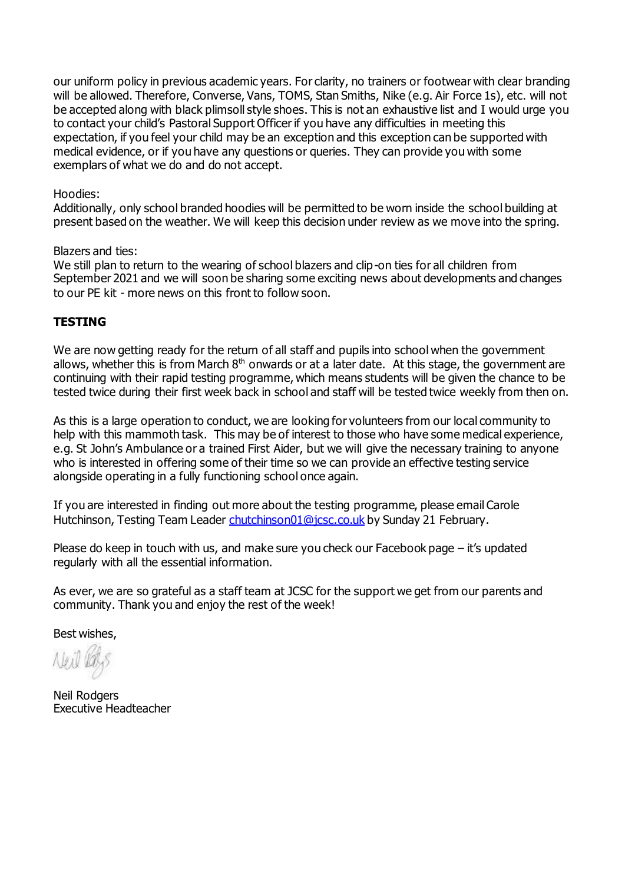our uniform policy in previous academic years. For clarity, no trainers or footwear with clear branding will be allowed. Therefore, Converse, Vans, TOMS, Stan Smiths, Nike (e.g. Air Force 1s), etc. will not be accepted along with black plimsoll style shoes. This is not an exhaustive list and I would urge you to contact your child's Pastoral Support Officer if you have any difficulties in meeting this expectation, if you feel your child may be an exception and this exception can be supported with medical evidence, or if you have any questions or queries. They can provide you with some exemplars of what we do and do not accept.

Hoodies:
Additionally, only school branded hoodies will be permitted to be worn inside the school building at present based on the weather. We will keep this decision under review as we move into the spring.

Blazers and ties:
We still plan to return to the wearing of school blazers and clip-on ties for all children from September 2021 and we will soon be sharing some exciting news about developments and changes to our PE kit - more news on this front to follow soon.

**TESTING**

We are now getting ready for the return of all staff and pupils into school when the government allows, whether this is from March 8th onwards or at a later date. At this stage, the government are continuing with their rapid testing programme, which means students will be given the chance to be tested twice during their first week back in school and staff will be tested twice weekly from then on.

As this is a large operation to conduct, we are looking for volunteers from our local community to help with this mammoth task. This may be of interest to those who have some medical experience, e.g. St John's Ambulance or a trained First Aider, but we will give the necessary training to anyone who is interested in offering some of their time so we can provide an effective testing service alongside operating in a fully functioning school once again.

If you are interested in finding out more about the testing programme, please email Carole Hutchinson, Testing Team Leader chutchinson01@jcsc.co.uk by Sunday 21 February.

Please do keep in touch with us, and make sure you check our Facebook page – it's updated regularly with all the essential information.

As ever, we are so grateful as a staff team at JCSC for the support we get from our parents and community. Thank you and enjoy the rest of the week!

Best wishes,

Neil Rodgers
Executive Headteacher